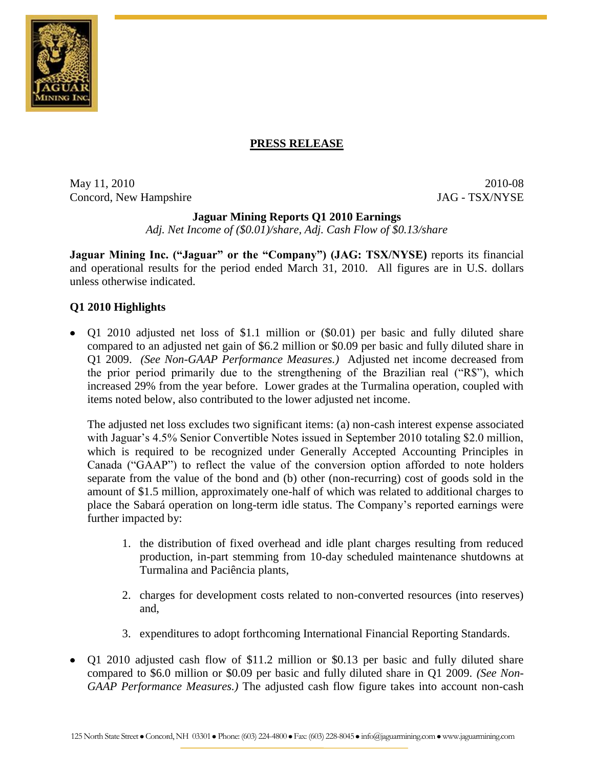## PRESS RELEASE

May 11, 2010
Concord, New Hampshire

2010-08
JAG - TSX/NYSE

**Jaguar Mining Reports Q1 2010 Earnings**
*Adj. Net Income of (\$0.01)/share, Adj. Cash Flow of \$0.13/share*

**Jaguar Mining Inc. ("Jaguar" or the "Company") (JAG: TSX/NYSE)** reports its financial and operational results for the period ended March 31, 2010. All figures are in U.S. dollars unless otherwise indicated.

### Q1 2010 Highlights

- Q1 2010 adjusted net loss of \$1.1 million or (\$0.01) per basic and fully diluted share compared to an adjusted net gain of \$6.2 million or \$0.09 per basic and fully diluted share in Q1 2009. *(See Non-GAAP Performance Measures.)* Adjusted net income decreased from the prior period primarily due to the strengthening of the Brazilian real ("R\$"), which increased 29% from the year before. Lower grades at the Turmalina operation, coupled with items noted below, also contributed to the lower adjusted net income.

  The adjusted net loss excludes two significant items: (a) non-cash interest expense associated with Jaguar's 4.5% Senior Convertible Notes issued in September 2010 totaling \$2.0 million, which is required to be recognized under Generally Accepted Accounting Principles in Canada ("GAAP") to reflect the value of the conversion option afforded to note holders separate from the value of the bond and (b) other (non-recurring) cost of goods sold in the amount of \$1.5 million, approximately one-half of which was related to additional charges to place the Sabará operation on long-term idle status. The Company's reported earnings were further impacted by:

  1. the distribution of fixed overhead and idle plant charges resulting from reduced production, in-part stemming from 10-day scheduled maintenance shutdowns at Turmalina and Paciência plants,

  2. charges for development costs related to non-converted resources (into reserves) and,

  3. expenditures to adopt forthcoming International Financial Reporting Standards.

- Q1 2010 adjusted cash flow of \$11.2 million or \$0.13 per basic and fully diluted share compared to \$6.0 million or \$0.09 per basic and fully diluted share in Q1 2009. *(See Non-GAAP Performance Measures.)* The adjusted cash flow figure takes into account non-cash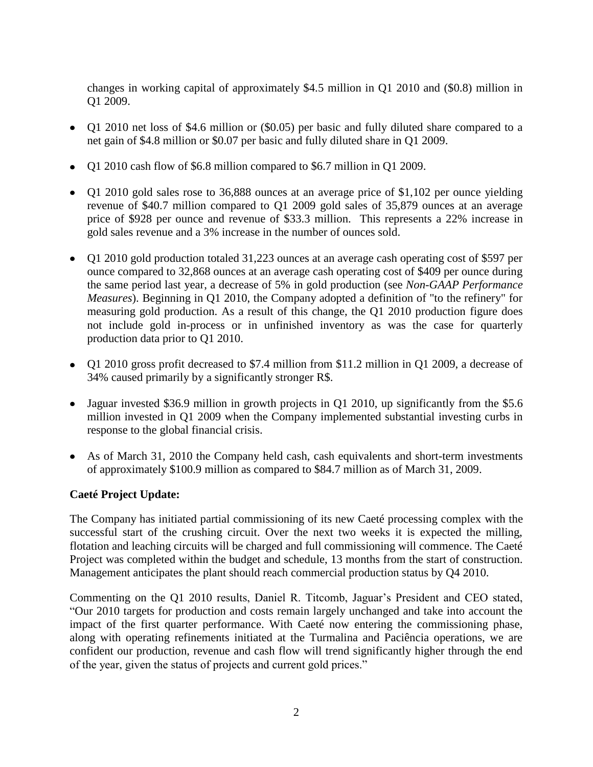changes in working capital of approximately $4.5 million in Q1 2010 and ($0.8) million in Q1 2009.

- Q1 2010 net loss of $4.6 million or ($0.05) per basic and fully diluted share compared to a net gain of $4.8 million or $0.07 per basic and fully diluted share in Q1 2009.
- Q1 2010 cash flow of $6.8 million compared to $6.7 million in Q1 2009.
- Q1 2010 gold sales rose to 36,888 ounces at an average price of $1,102 per ounce yielding revenue of $40.7 million compared to Q1 2009 gold sales of 35,879 ounces at an average price of $928 per ounce and revenue of $33.3 million. This represents a 22% increase in gold sales revenue and a 3% increase in the number of ounces sold.
- Q1 2010 gold production totaled 31,223 ounces at an average cash operating cost of $597 per ounce compared to 32,868 ounces at an average cash operating cost of $409 per ounce during the same period last year, a decrease of 5% in gold production (see *Non-GAAP Performance Measures*). Beginning in Q1 2010, the Company adopted a definition of "to the refinery" for measuring gold production. As a result of this change, the Q1 2010 production figure does not include gold in-process or in unfinished inventory as was the case for quarterly production data prior to Q1 2010.
- Q1 2010 gross profit decreased to $7.4 million from $11.2 million in Q1 2009, a decrease of 34% caused primarily by a significantly stronger R$.
- Jaguar invested $36.9 million in growth projects in Q1 2010, up significantly from the $5.6 million invested in Q1 2009 when the Company implemented substantial investing curbs in response to the global financial crisis.
- As of March 31, 2010 the Company held cash, cash equivalents and short-term investments of approximately $100.9 million as compared to $84.7 million as of March 31, 2009.

**Caeté Project Update:**

The Company has initiated partial commissioning of its new Caeté processing complex with the successful start of the crushing circuit. Over the next two weeks it is expected the milling, flotation and leaching circuits will be charged and full commissioning will commence. The Caeté Project was completed within the budget and schedule, 13 months from the start of construction. Management anticipates the plant should reach commercial production status by Q4 2010.

Commenting on the Q1 2010 results, Daniel R. Titcomb, Jaguar's President and CEO stated, "Our 2010 targets for production and costs remain largely unchanged and take into account the impact of the first quarter performance. With Caeté now entering the commissioning phase, along with operating refinements initiated at the Turmalina and Paciência operations, we are confident our production, revenue and cash flow will trend significantly higher through the end of the year, given the status of projects and current gold prices."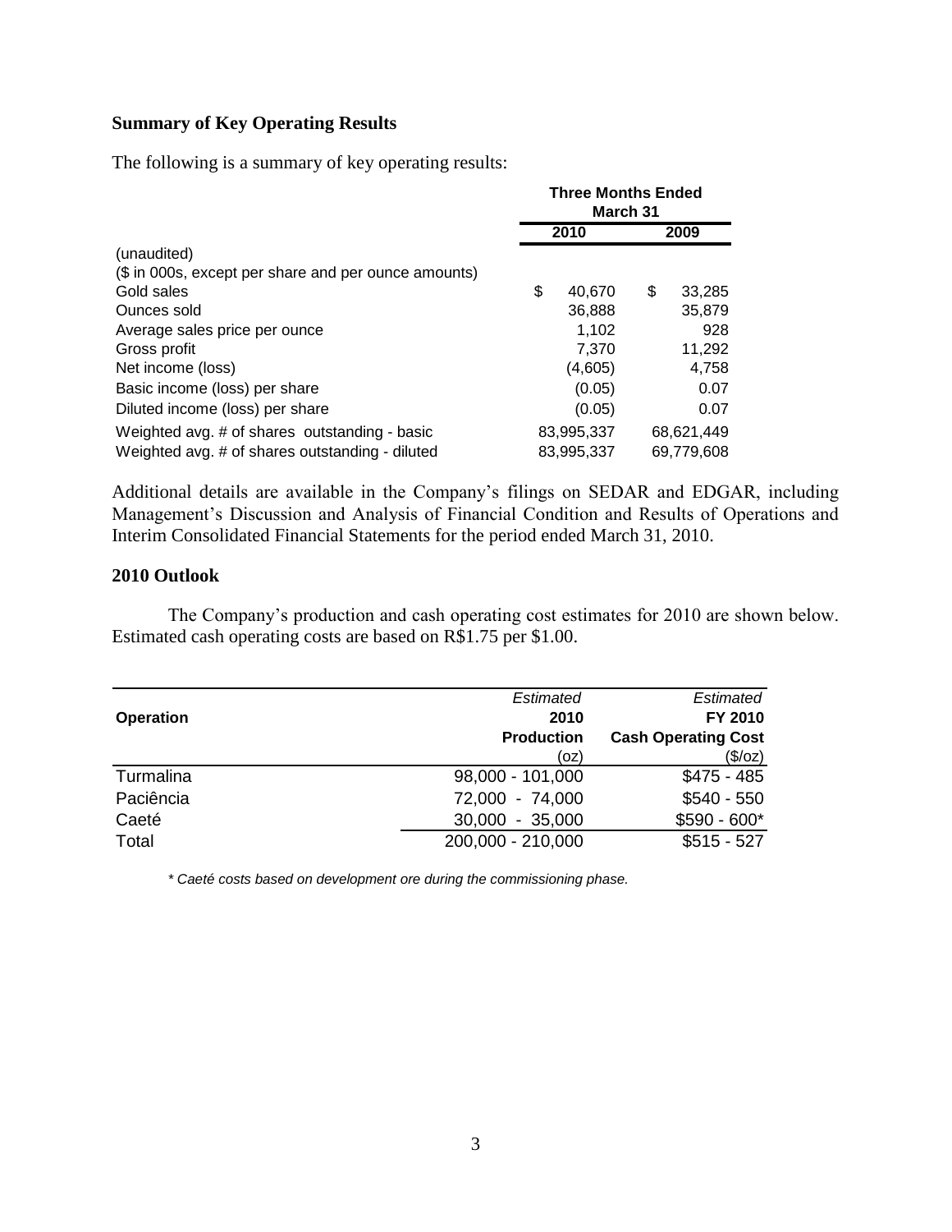### Summary of Key Operating Results

The following is a summary of key operating results:

| | Three Months Ended March 31 | |
|---|---|---|
| | 2010 | 2009 |
| (unaudited) | | |
| ($ in 000s, except per share and per ounce amounts) | | |
| Gold sales | $ 40,670 | $ 33,285 |
| Ounces sold | 36,888 | 35,879 |
| Average sales price per ounce | 1,102 | 928 |
| Gross profit | 7,370 | 11,292 |
| Net income (loss) | (4,605) | 4,758 |
| Basic income (loss) per share | (0.05) | 0.07 |
| Diluted income (loss) per share | (0.05) | 0.07 |
| Weighted avg. # of shares outstanding - basic | 83,995,337 | 68,621,449 |
| Weighted avg. # of shares outstanding - diluted | 83,995,337 | 69,779,608 |

Additional details are available in the Company's filings on SEDAR and EDGAR, including Management's Discussion and Analysis of Financial Condition and Results of Operations and Interim Consolidated Financial Statements for the period ended March 31, 2010.

### 2010 Outlook

The Company's production and cash operating cost estimates for 2010 are shown below. Estimated cash operating costs are based on R$1.75 per $1.00.

| Operation | *Estimated* 2010 Production (oz) | *Estimated* FY 2010 Cash Operating Cost ($/oz) |
|---|---|---|
| Turmalina | 98,000 - 101,000 | $475 - 485 |
| Paciência | 72,000 - 74,000 | $540 - 550 |
| Caeté | 30,000 - 35,000 | $590 - 600* |
| Total | 200,000 - 210,000 | $515 - 527 |

*\* Caeté costs based on development ore during the commissioning phase.*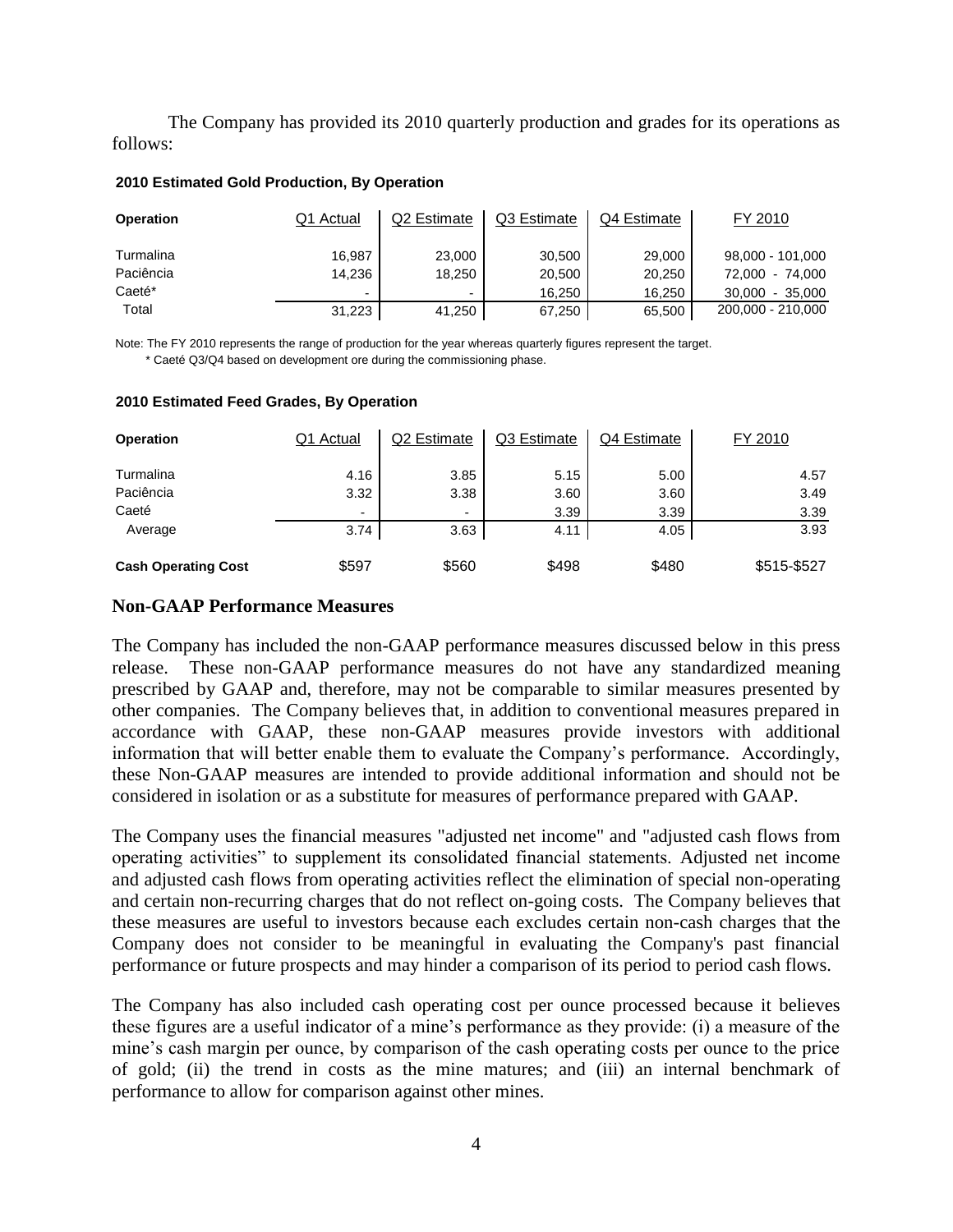The Company has provided its 2010 quarterly production and grades for its operations as follows:

**2010 Estimated Gold Production, By Operation**

| Operation | Q1 Actual | Q2 Estimate | Q3 Estimate | Q4 Estimate | FY 2010 |
|---|---|---|---|---|---|
| Turmalina | 16,987 | 23,000 | 30,500 | 29,000 | 98,000 - 101,000 |
| Paciência | 14,236 | 18,250 | 20,500 | 20,250 | 72,000 - 74,000 |
| Caeté* | - | - | 16,250 | 16,250 | 30,000 - 35,000 |
| Total | 31,223 | 41,250 | 67,250 | 65,500 | 200,000 - 210,000 |

Note: The FY 2010 represents the range of production for the year whereas quarterly figures represent the target.
* Caeté Q3/Q4 based on development ore during the commissioning phase.

**2010 Estimated Feed Grades, By Operation**

| Operation | Q1 Actual | Q2 Estimate | Q3 Estimate | Q4 Estimate | FY 2010 |
|---|---|---|---|---|---|
| Turmalina | 4.16 | 3.85 | 5.15 | 5.00 | 4.57 |
| Paciência | 3.32 | 3.38 | 3.60 | 3.60 | 3.49 |
| Caeté | - | - | 3.39 | 3.39 | 3.39 |
| Average | 3.74 | 3.63 | 4.11 | 4.05 | 3.93 |
| **Cash Operating Cost** | $597 | $560 | $498 | $480 | $515-$527 |

## Non-GAAP Performance Measures

The Company has included the non-GAAP performance measures discussed below in this press release. These non-GAAP performance measures do not have any standardized meaning prescribed by GAAP and, therefore, may not be comparable to similar measures presented by other companies. The Company believes that, in addition to conventional measures prepared in accordance with GAAP, these non-GAAP measures provide investors with additional information that will better enable them to evaluate the Company's performance. Accordingly, these Non-GAAP measures are intended to provide additional information and should not be considered in isolation or as a substitute for measures of performance prepared with GAAP.

The Company uses the financial measures "adjusted net income" and "adjusted cash flows from operating activities" to supplement its consolidated financial statements. Adjusted net income and adjusted cash flows from operating activities reflect the elimination of special non-operating and certain non-recurring charges that do not reflect on-going costs. The Company believes that these measures are useful to investors because each excludes certain non-cash charges that the Company does not consider to be meaningful in evaluating the Company's past financial performance or future prospects and may hinder a comparison of its period to period cash flows.

The Company has also included cash operating cost per ounce processed because it believes these figures are a useful indicator of a mine's performance as they provide: (i) a measure of the mine's cash margin per ounce, by comparison of the cash operating costs per ounce to the price of gold; (ii) the trend in costs as the mine matures; and (iii) an internal benchmark of performance to allow for comparison against other mines.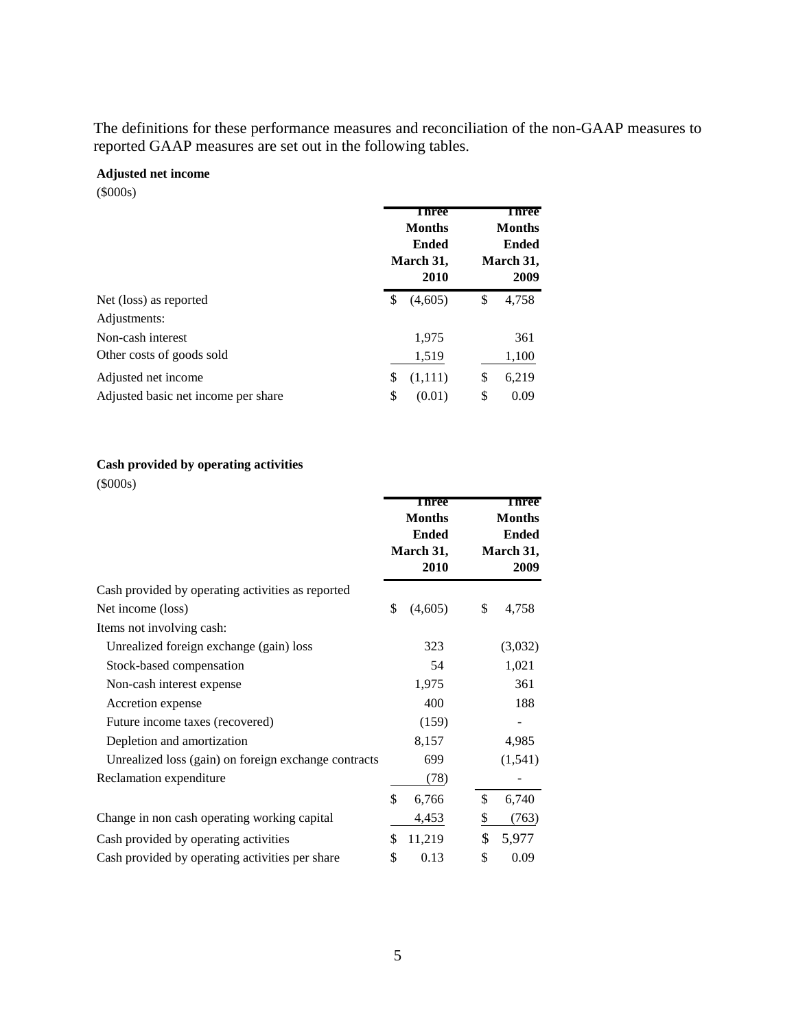The definitions for these performance measures and reconciliation of the non-GAAP measures to reported GAAP measures are set out in the following tables.

**Adjusted net income**

($000s)

| | Three Months Ended March 31, 2010 | Three Months Ended March 31, 2009 |
|---|---|---|
| Net (loss) as reported | $ (4,605) | $ 4,758 |
| Adjustments: | | |
| Non-cash interest | 1,975 | 361 |
| Other costs of goods sold | 1,519 | 1,100 |
| Adjusted net income | $ (1,111) | $ 6,219 |
| Adjusted basic net income per share | $ (0.01) | $ 0.09 |

**Cash provided by operating activities**

($000s)

| | Three Months Ended March 31, 2010 | Three Months Ended March 31, 2009 |
|---|---|---|
| Cash provided by operating activities as reported | | |
| Net income (loss) | $ (4,605) | $ 4,758 |
| Items not involving cash: | | |
| Unrealized foreign exchange (gain) loss | 323 | (3,032) |
| Stock-based compensation | 54 | 1,021 |
| Non-cash interest expense | 1,975 | 361 |
| Accretion expense | 400 | 188 |
| Future income taxes (recovered) | (159) | - |
| Depletion and amortization | 8,157 | 4,985 |
| Unrealized loss (gain) on foreign exchange contracts | 699 | (1,541) |
| Reclamation expenditure | (78) | - |
| | $ 6,766 | $ 6,740 |
| Change in non cash operating working capital | 4,453 | $ (763) |
| Cash provided by operating activities | $ 11,219 | $ 5,977 |
| Cash provided by operating activities per share | $ 0.13 | $ 0.09 |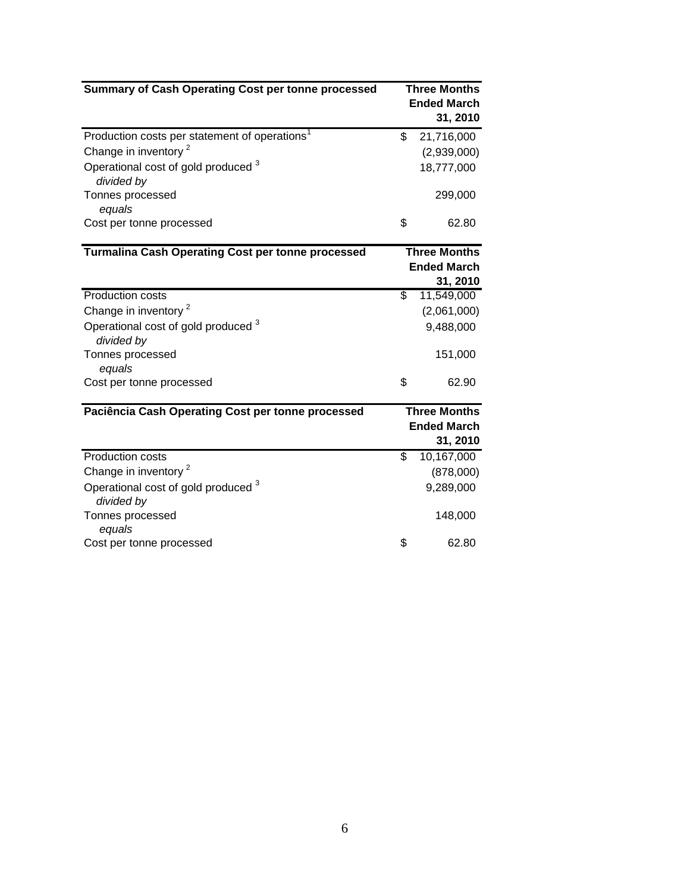| Summary of Cash Operating Cost per tonne processed | Three Months Ended March 31, 2010 |
|---|---|
| Production costs per statement of operations[1] | $ 21,716,000 |
| Change in inventory [2] | (2,939,000) |
| Operational cost of gold produced [3] | 18,777,000 |
| *divided by* | |
| Tonnes processed | 299,000 |
| *equals* | |
| Cost per tonne processed | $ 62.80 |

| Turmalina Cash Operating Cost per tonne processed | Three Months Ended March 31, 2010 |
|---|---|
| Production costs | $ 11,549,000 |
| Change in inventory [2] | (2,061,000) |
| Operational cost of gold produced [3] | 9,488,000 |
| *divided by* | |
| Tonnes processed | 151,000 |
| *equals* | |
| Cost per tonne processed | $ 62.90 |

| Paciência Cash Operating Cost per tonne processed | Three Months Ended March 31, 2010 |
|---|---|
| Production costs | $ 10,167,000 |
| Change in inventory [2] | (878,000) |
| Operational cost of gold produced [3] | 9,289,000 |
| *divided by* | |
| Tonnes processed | 148,000 |
| *equals* | |
| Cost per tonne processed | $ 62.80 |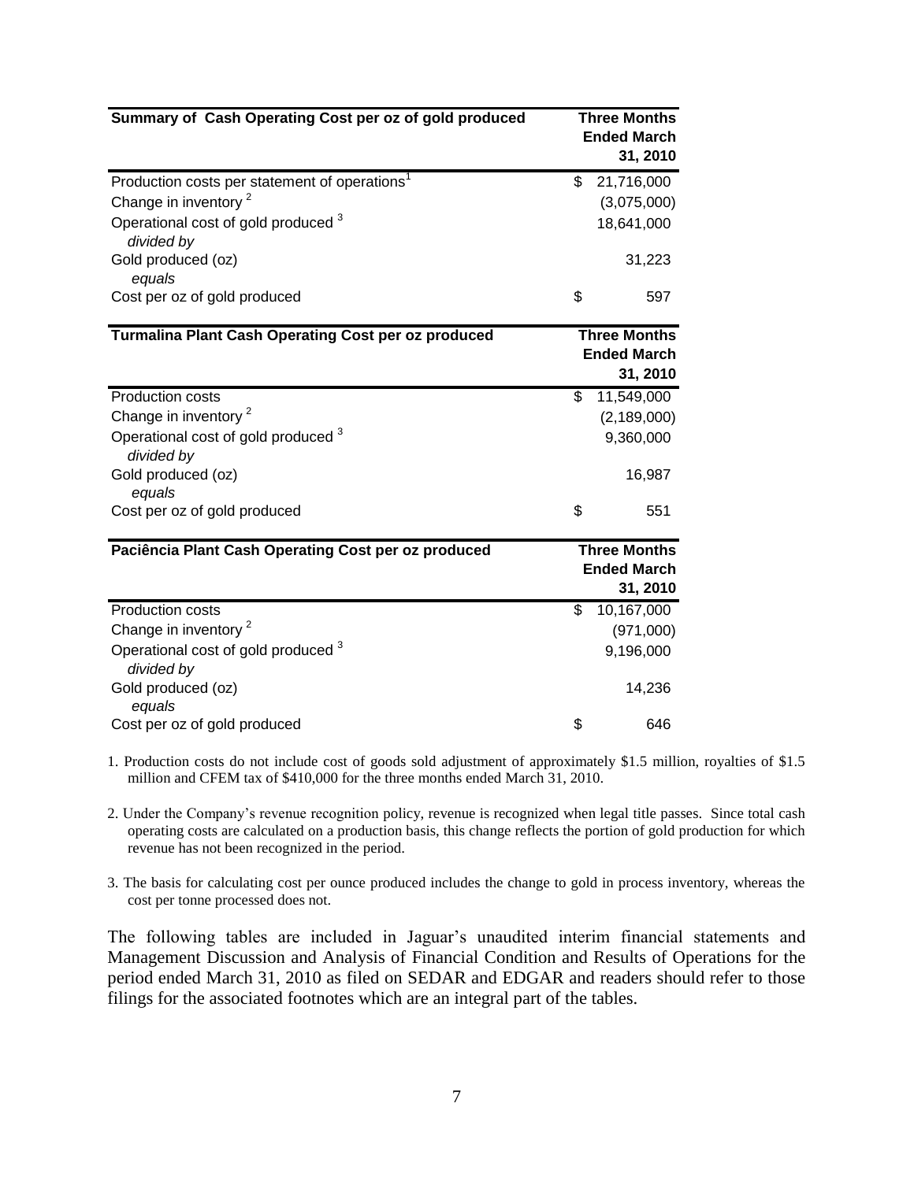| Summary of Cash Operating Cost per oz of gold produced | Three Months Ended March 31, 2010 |
|---|---|
| Production costs per statement of operations[1] | $ 21,716,000 |
| Change in inventory [2] | (3,075,000) |
| Operational cost of gold produced [3] | 18,641,000 |
| *divided by* | |
| Gold produced (oz) | 31,223 |
| *equals* | |
| Cost per oz of gold produced | $ 597 |

| Turmalina Plant Cash Operating Cost per oz produced | Three Months Ended March 31, 2010 |
|---|---|
| Production costs | $ 11,549,000 |
| Change in inventory [2] | (2,189,000) |
| Operational cost of gold produced [3] | 9,360,000 |
| *divided by* | |
| Gold produced (oz) | 16,987 |
| *equals* | |
| Cost per oz of gold produced | $ 551 |

| Paciência Plant Cash Operating Cost per oz produced | Three Months Ended March 31, 2010 |
|---|---|
| Production costs | $ 10,167,000 |
| Change in inventory [2] | (971,000) |
| Operational cost of gold produced [3] | 9,196,000 |
| *divided by* | |
| Gold produced (oz) | 14,236 |
| *equals* | |
| Cost per oz of gold produced | $ 646 |

1. Production costs do not include cost of goods sold adjustment of approximately $1.5 million, royalties of $1.5 million and CFEM tax of $410,000 for the three months ended March 31, 2010.

2. Under the Company's revenue recognition policy, revenue is recognized when legal title passes. Since total cash operating costs are calculated on a production basis, this change reflects the portion of gold production for which revenue has not been recognized in the period.

3. The basis for calculating cost per ounce produced includes the change to gold in process inventory, whereas the cost per tonne processed does not.

The following tables are included in Jaguar's unaudited interim financial statements and Management Discussion and Analysis of Financial Condition and Results of Operations for the period ended March 31, 2010 as filed on SEDAR and EDGAR and readers should refer to those filings for the associated footnotes which are an integral part of the tables.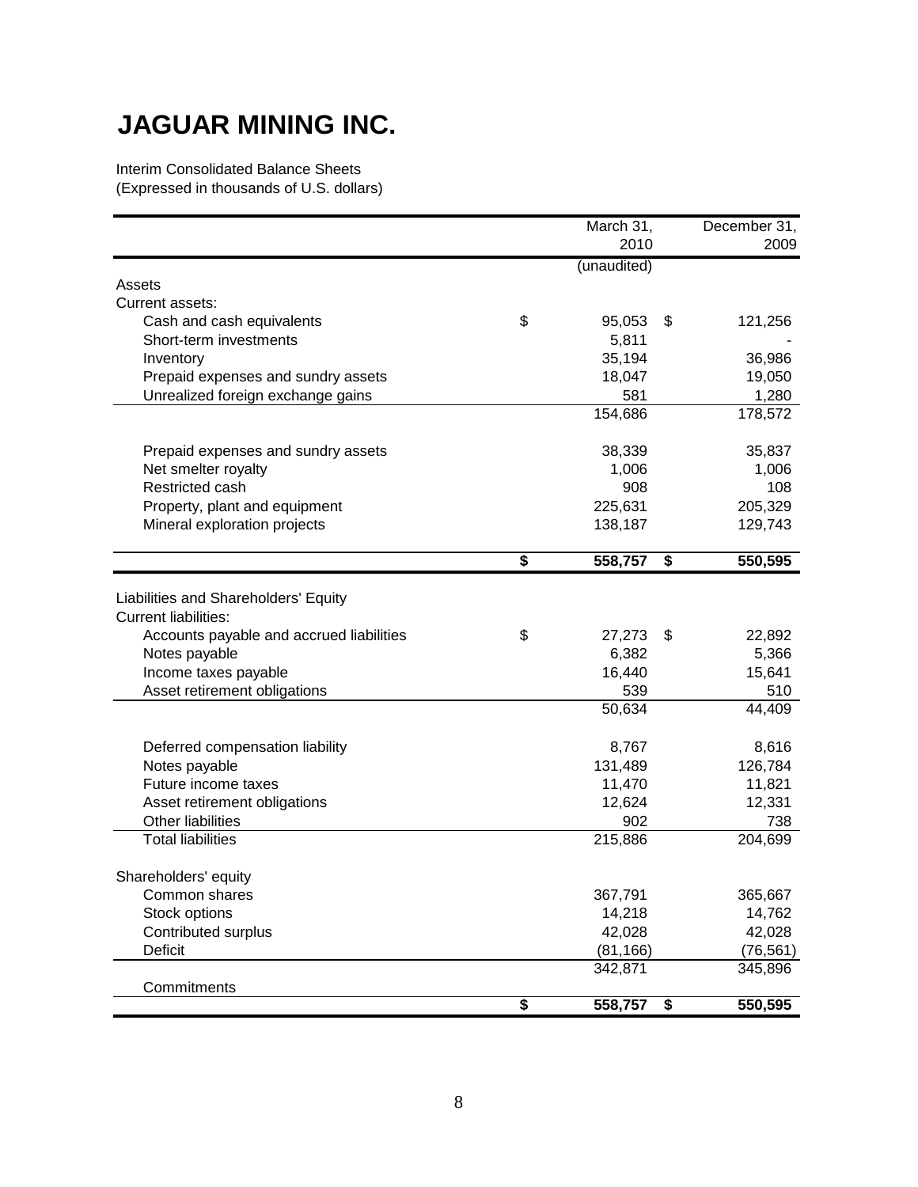# JAGUAR MINING INC.

Interim Consolidated Balance Sheets
(Expressed in thousands of U.S. dollars)

| | March 31, 2010 | December 31, 2009 |
|---|---|---|
| | (unaudited) | |
| **Assets** | | |
| Current assets: | | |
| Cash and cash equivalents | $ 95,053 | $ 121,256 |
| Short-term investments | 5,811 | - |
| Inventory | 35,194 | 36,986 |
| Prepaid expenses and sundry assets | 18,047 | 19,050 |
| Unrealized foreign exchange gains | 581 | 1,280 |
| | 154,686 | 178,572 |
| Prepaid expenses and sundry assets | 38,339 | 35,837 |
| Net smelter royalty | 1,006 | 1,006 |
| Restricted cash | 908 | 108 |
| Property, plant and equipment | 225,631 | 205,329 |
| Mineral exploration projects | 138,187 | 129,743 |
| | **$ 558,757** | **$ 550,595** |
| **Liabilities and Shareholders' Equity** | | |
| Current liabilities: | | |
| Accounts payable and accrued liabilities | $ 27,273 | $ 22,892 |
| Notes payable | 6,382 | 5,366 |
| Income taxes payable | 16,440 | 15,641 |
| Asset retirement obligations | 539 | 510 |
| | 50,634 | 44,409 |
| Deferred compensation liability | 8,767 | 8,616 |
| Notes payable | 131,489 | 126,784 |
| Future income taxes | 11,470 | 11,821 |
| Asset retirement obligations | 12,624 | 12,331 |
| Other liabilities | 902 | 738 |
| Total liabilities | 215,886 | 204,699 |
| Shareholders' equity | | |
| Common shares | 367,791 | 365,667 |
| Stock options | 14,218 | 14,762 |
| Contributed surplus | 42,028 | 42,028 |
| Deficit | (81,166) | (76,561) |
| | 342,871 | 345,896 |
| Commitments | | |
| | **$ 558,757** | **$ 550,595** |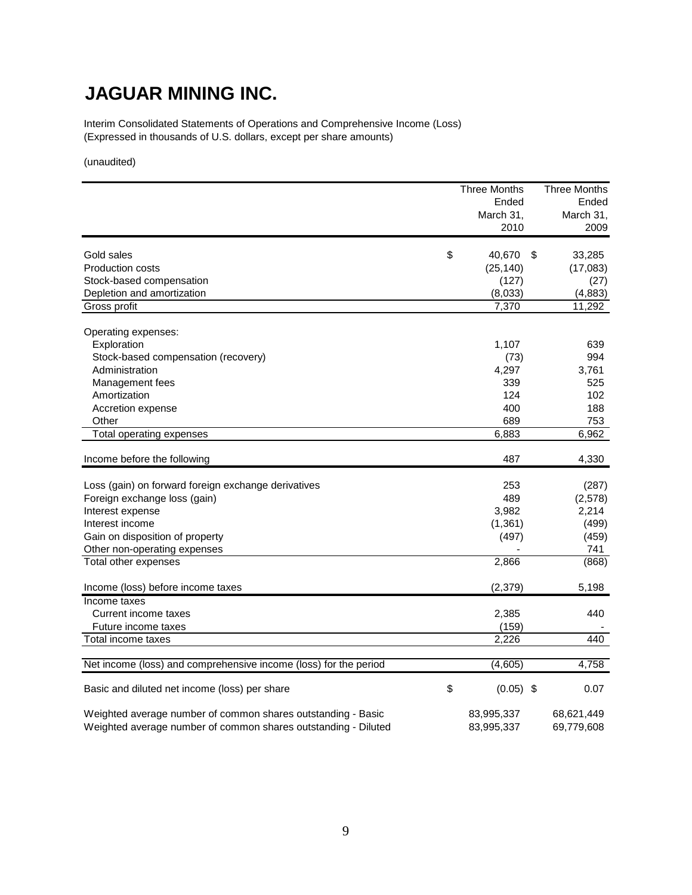# JAGUAR MINING INC.

Interim Consolidated Statements of Operations and Comprehensive Income (Loss)
(Expressed in thousands of U.S. dollars, except per share amounts)

(unaudited)

| | Three Months Ended March 31, 2010 | Three Months Ended March 31, 2009 |
|---|---|---|
| Gold sales | $ 40,670 | $ 33,285 |
| Production costs | (25,140) | (17,083) |
| Stock-based compensation | (127) | (27) |
| Depletion and amortization | (8,033) | (4,883) |
| Gross profit | 7,370 | 11,292 |
| Operating expenses: | | |
| Exploration | 1,107 | 639 |
| Stock-based compensation (recovery) | (73) | 994 |
| Administration | 4,297 | 3,761 |
| Management fees | 339 | 525 |
| Amortization | 124 | 102 |
| Accretion expense | 400 | 188 |
| Other | 689 | 753 |
| Total operating expenses | 6,883 | 6,962 |
| Income before the following | 487 | 4,330 |
| Loss (gain) on forward foreign exchange derivatives | 253 | (287) |
| Foreign exchange loss (gain) | 489 | (2,578) |
| Interest expense | 3,982 | 2,214 |
| Interest income | (1,361) | (499) |
| Gain on disposition of property | (497) | (459) |
| Other non-operating expenses | - | 741 |
| Total other expenses | 2,866 | (868) |
| Income (loss) before income taxes | (2,379) | 5,198 |
| Income taxes | | |
| Current income taxes | 2,385 | 440 |
| Future income taxes | (159) | - |
| Total income taxes | 2,226 | 440 |
| Net income (loss) and comprehensive income (loss) for the period | (4,605) | 4,758 |
| Basic and diluted net income (loss) per share | $ (0.05) | $ 0.07 |
| Weighted average number of common shares outstanding - Basic | 83,995,337 | 68,621,449 |
| Weighted average number of common shares outstanding - Diluted | 83,995,337 | 69,779,608 |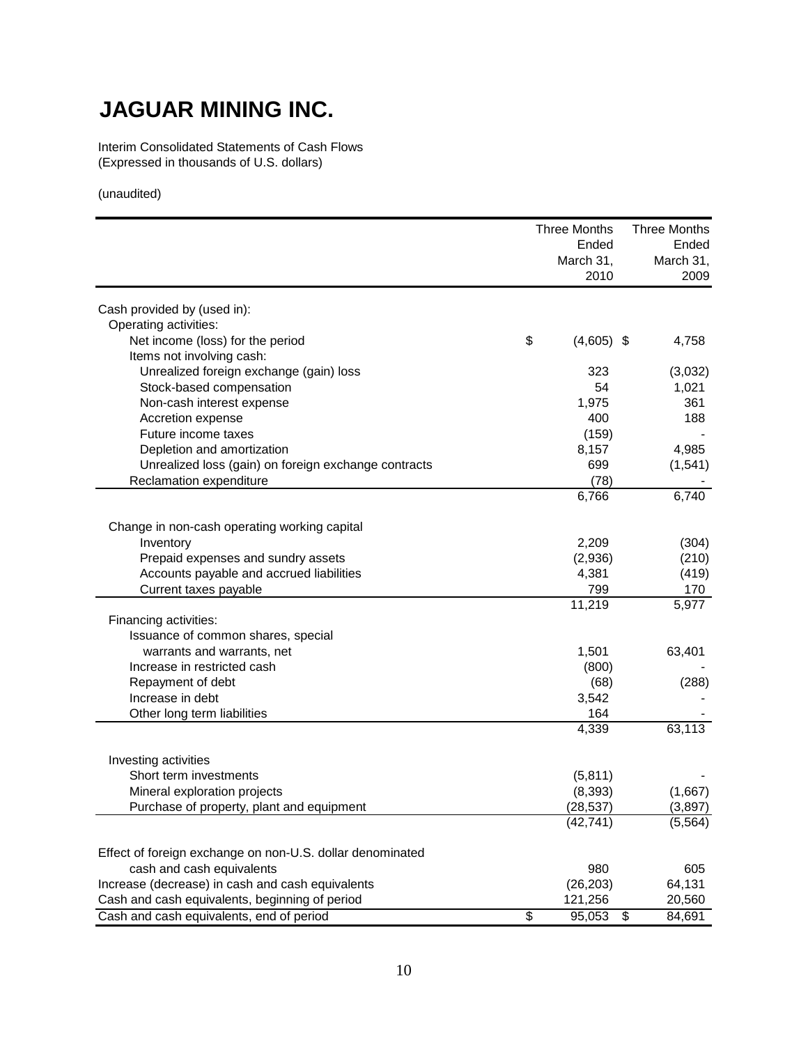# JAGUAR MINING INC.

Interim Consolidated Statements of Cash Flows
(Expressed in thousands of U.S. dollars)

(unaudited)

| | Three Months Ended March 31, 2010 | Three Months Ended March 31, 2009 |
|---|---|---|
| Cash provided by (used in): | | |
| Operating activities: | | |
| Net income (loss) for the period | $ (4,605) | $ 4,758 |
| Items not involving cash: | | |
| Unrealized foreign exchange (gain) loss | 323 | (3,032) |
| Stock-based compensation | 54 | 1,021 |
| Non-cash interest expense | 1,975 | 361 |
| Accretion expense | 400 | 188 |
| Future income taxes | (159) | - |
| Depletion and amortization | 8,157 | 4,985 |
| Unrealized loss (gain) on foreign exchange contracts | 699 | (1,541) |
| Reclamation expenditure | (78) | - |
| | 6,766 | 6,740 |
| Change in non-cash operating working capital | | |
| Inventory | 2,209 | (304) |
| Prepaid expenses and sundry assets | (2,936) | (210) |
| Accounts payable and accrued liabilities | 4,381 | (419) |
| Current taxes payable | 799 | 170 |
| | 11,219 | 5,977 |
| Financing activities: | | |
| Issuance of common shares, special warrants and warrants, net | 1,501 | 63,401 |
| Increase in restricted cash | (800) | - |
| Repayment of debt | (68) | (288) |
| Increase in debt | 3,542 | - |
| Other long term liabilities | 164 | - |
| | 4,339 | 63,113 |
| Investing activities | | |
| Short term investments | (5,811) | - |
| Mineral exploration projects | (8,393) | (1,667) |
| Purchase of property, plant and equipment | (28,537) | (3,897) |
| | (42,741) | (5,564) |
| Effect of foreign exchange on non-U.S. dollar denominated cash and cash equivalents | 980 | 605 |
| Increase (decrease) in cash and cash equivalents | (26,203) | 64,131 |
| Cash and cash equivalents, beginning of period | 121,256 | 20,560 |
| Cash and cash equivalents, end of period | $ 95,053 | $ 84,691 |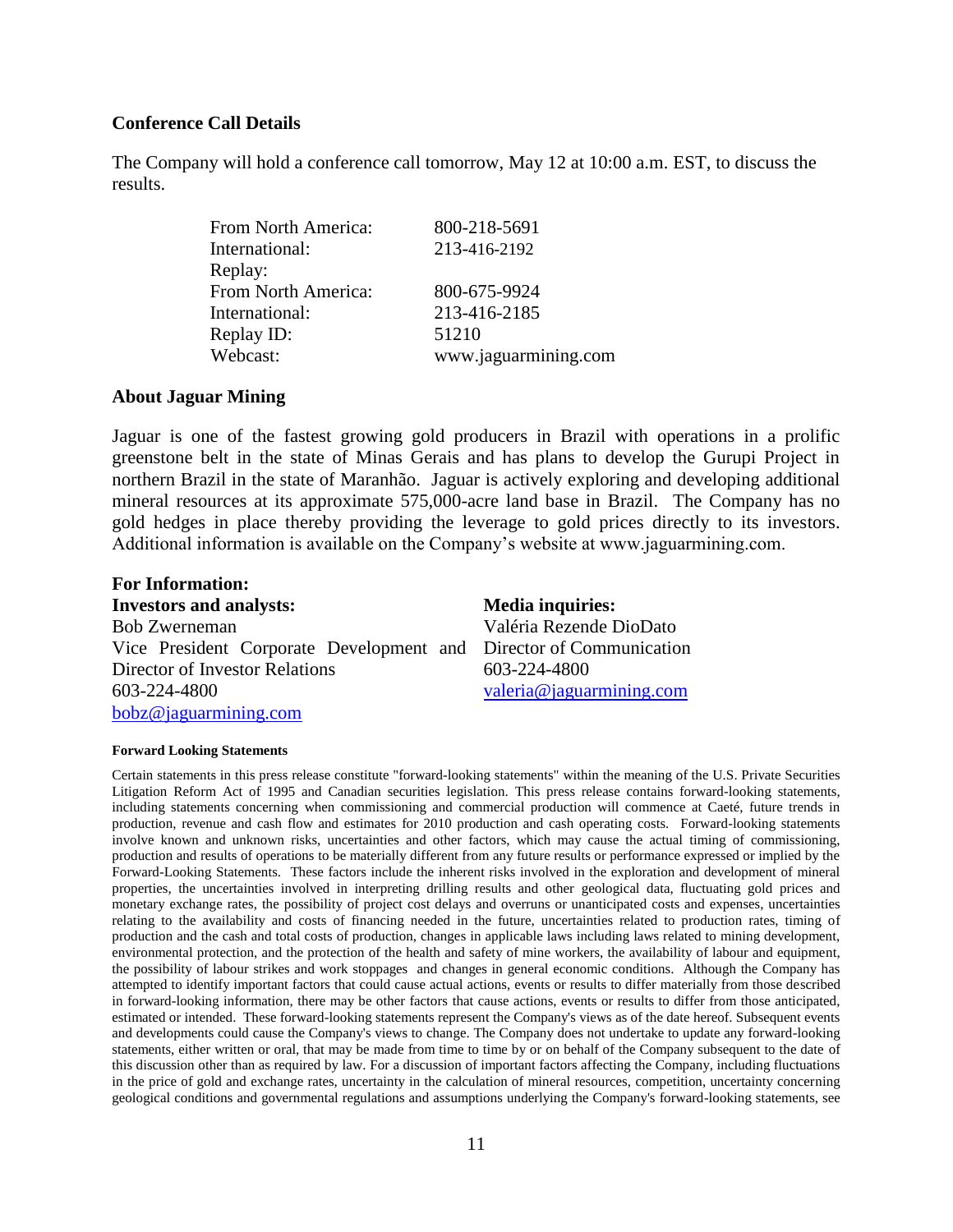## Conference Call Details

The Company will hold a conference call tomorrow, May 12 at 10:00 a.m. EST, to discuss the results.

| | |
|---|---|
| From North America: | 800-218-5691 |
| International: | 213-416-2192 |
| Replay: | |
| From North America: | 800-675-9924 |
| International: | 213-416-2185 |
| Replay ID: | 51210 |
| Webcast: | www.jaguarmining.com |

## About Jaguar Mining

Jaguar is one of the fastest growing gold producers in Brazil with operations in a prolific greenstone belt in the state of Minas Gerais and has plans to develop the Gurupi Project in northern Brazil in the state of Maranhão. Jaguar is actively exploring and developing additional mineral resources at its approximate 575,000-acre land base in Brazil. The Company has no gold hedges in place thereby providing the leverage to gold prices directly to its investors. Additional information is available on the Company's website at www.jaguarmining.com.

**For Information:**

**Investors and analysts:**
Bob Zwerneman
Vice President Corporate Development and Director of Investor Relations
603-224-4800
bobz@jaguarmining.com

**Media inquiries:**
Valéria Rezende DioDato
Director of Communication
603-224-4800
valeria@jaguarmining.com

#### Forward Looking Statements

Certain statements in this press release constitute "forward-looking statements" within the meaning of the U.S. Private Securities Litigation Reform Act of 1995 and Canadian securities legislation. This press release contains forward-looking statements, including statements concerning when commissioning and commercial production will commence at Caeté, future trends in production, revenue and cash flow and estimates for 2010 production and cash operating costs. Forward-looking statements involve known and unknown risks, uncertainties and other factors, which may cause the actual timing of commissioning, production and results of operations to be materially different from any future results or performance expressed or implied by the Forward-Looking Statements. These factors include the inherent risks involved in the exploration and development of mineral properties, the uncertainties involved in interpreting drilling results and other geological data, fluctuating gold prices and monetary exchange rates, the possibility of project cost delays and overruns or unanticipated costs and expenses, uncertainties relating to the availability and costs of financing needed in the future, uncertainties related to production rates, timing of production and the cash and total costs of production, changes in applicable laws including laws related to mining development, environmental protection, and the protection of the health and safety of mine workers, the availability of labour and equipment, the possibility of labour strikes and work stoppages and changes in general economic conditions. Although the Company has attempted to identify important factors that could cause actual actions, events or results to differ materially from those described in forward-looking information, there may be other factors that cause actions, events or results to differ from those anticipated, estimated or intended. These forward-looking statements represent the Company's views as of the date hereof. Subsequent events and developments could cause the Company's views to change. The Company does not undertake to update any forward-looking statements, either written or oral, that may be made from time to time by or on behalf of the Company subsequent to the date of this discussion other than as required by law. For a discussion of important factors affecting the Company, including fluctuations in the price of gold and exchange rates, uncertainty in the calculation of mineral resources, competition, uncertainty concerning geological conditions and governmental regulations and assumptions underlying the Company's forward-looking statements, see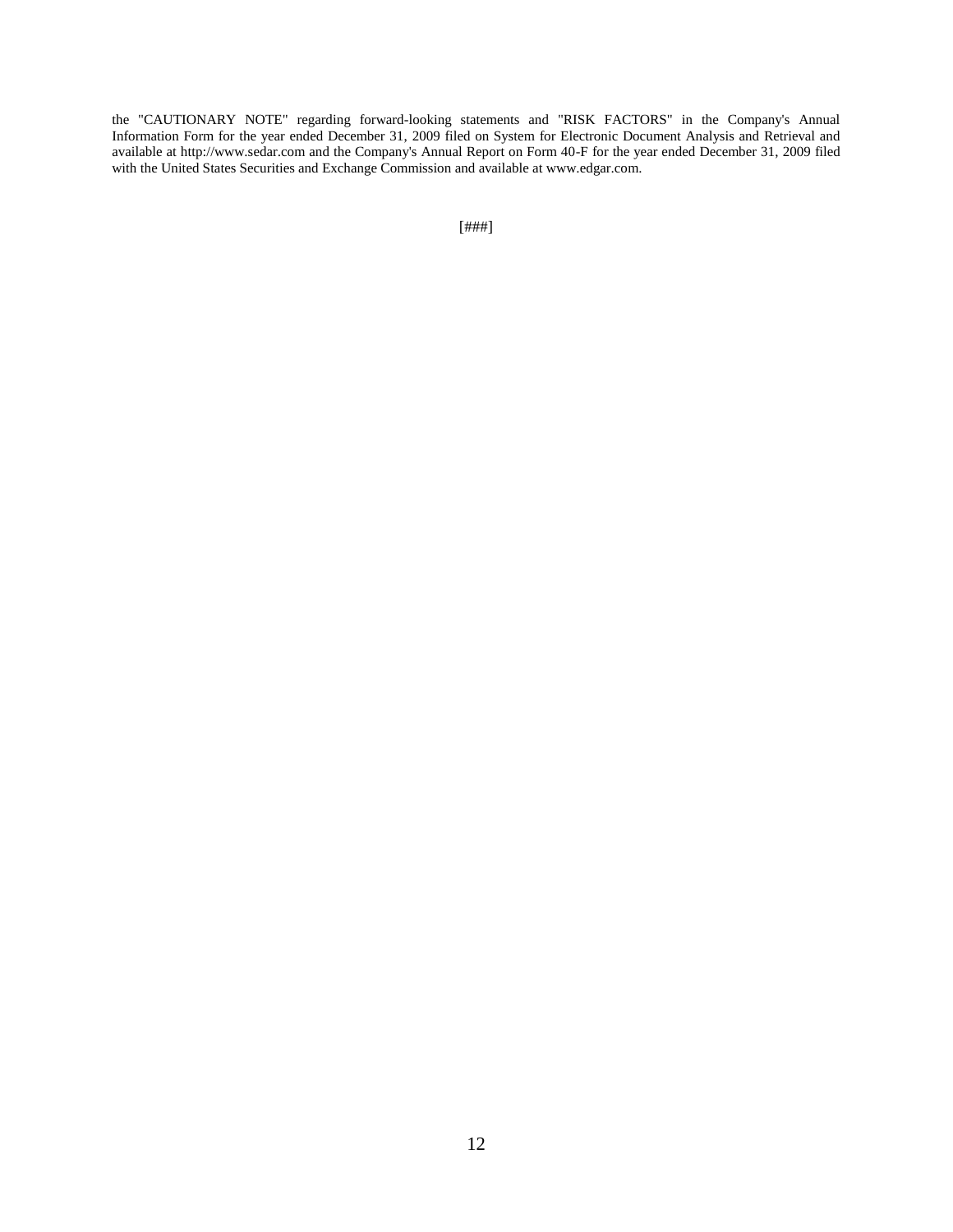the "CAUTIONARY NOTE" regarding forward-looking statements and "RISK FACTORS" in the Company's Annual Information Form for the year ended December 31, 2009 filed on System for Electronic Document Analysis and Retrieval and available at http://www.sedar.com and the Company's Annual Report on Form 40-F for the year ended December 31, 2009 filed with the United States Securities and Exchange Commission and available at www.edgar.com.

[###]